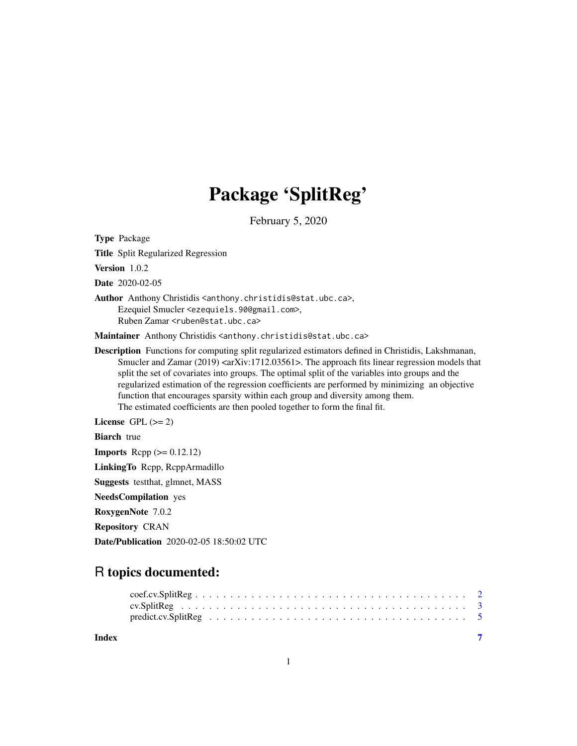# Package 'SplitReg'

February 5, 2020

**Type** Package

**Title** Split Regularized Regression

**Version** 1.0.2

**Date** 2020-02-05

**Author** Anthony Christidis <anthony.christidis@stat.ubc.ca>,
Ezequiel Smucler <ezequiels.90@gmail.com>,
Ruben Zamar <ruben@stat.ubc.ca>

**Maintainer** Anthony Christidis <anthony.christidis@stat.ubc.ca>

**Description** Functions for computing split regularized estimators defined in Christidis, Lakshmanan, Smucler and Zamar (2019) <arXiv:1712.03561>. The approach fits linear regression models that split the set of covariates into groups. The optimal split of the variables into groups and the regularized estimation of the regression coefficients are performed by minimizing an objective function that encourages sparsity within each group and diversity among them. The estimated coefficients are then pooled together to form the final fit.

**License** GPL (>= 2)

**Biarch** true

**Imports** Rcpp (>= 0.12.12)

**LinkingTo** Rcpp, RcppArmadillo

**Suggests** testthat, glmnet, MASS

**NeedsCompilation** yes

**RoxygenNote** 7.0.2

**Repository** CRAN

**Date/Publication** 2020-02-05 18:50:02 UTC

## R topics documented:

coef.cv.SplitReg . . . . . . . . . . . . . . . . . . . . . . . . . . . . . . . . . . . . . . . 2
cv.SplitReg . . . . . . . . . . . . . . . . . . . . . . . . . . . . . . . . . . . . . . . . . . 3
predict.cv.SplitReg . . . . . . . . . . . . . . . . . . . . . . . . . . . . . . . . . . . . . 5

**Index** **7**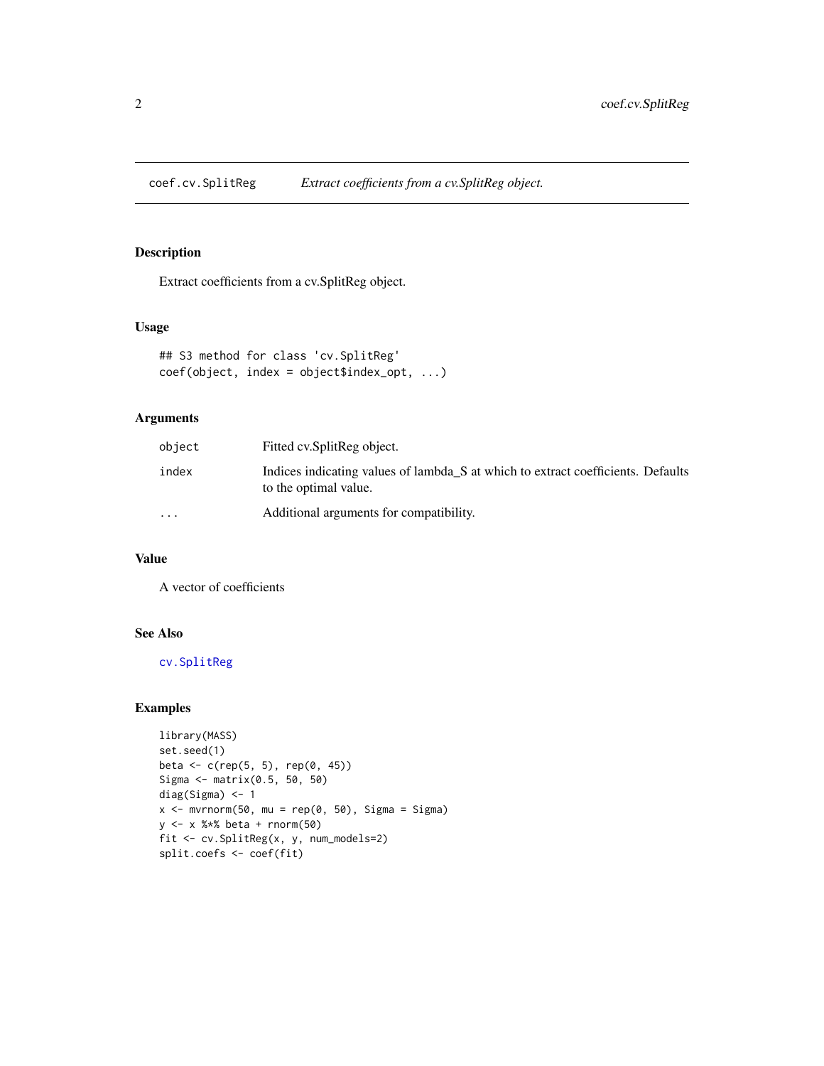## coef.cv.SplitReg — *Extract coefficients from a cv.SplitReg object.*

### Description

Extract coefficients from a cv.SplitReg object.

### Usage

```
## S3 method for class 'cv.SplitReg'
coef(object, index = object$index_opt, ...)
```

### Arguments

| | |
|---|---|
| object | Fitted cv.SplitReg object. |
| index | Indices indicating values of lambda_S at which to extract coefficients. Defaults to the optimal value. |
| ... | Additional arguments for compatibility. |

### Value

A vector of coefficients

### See Also

cv.SplitReg

### Examples

```
library(MASS)
set.seed(1)
beta <- c(rep(5, 5), rep(0, 45))
Sigma <- matrix(0.5, 50, 50)
diag(Sigma) <- 1
x <- mvrnorm(50, mu = rep(0, 50), Sigma = Sigma)
y <- x %*% beta + rnorm(50)
fit <- cv.SplitReg(x, y, num_models=2)
split.coefs <- coef(fit)
```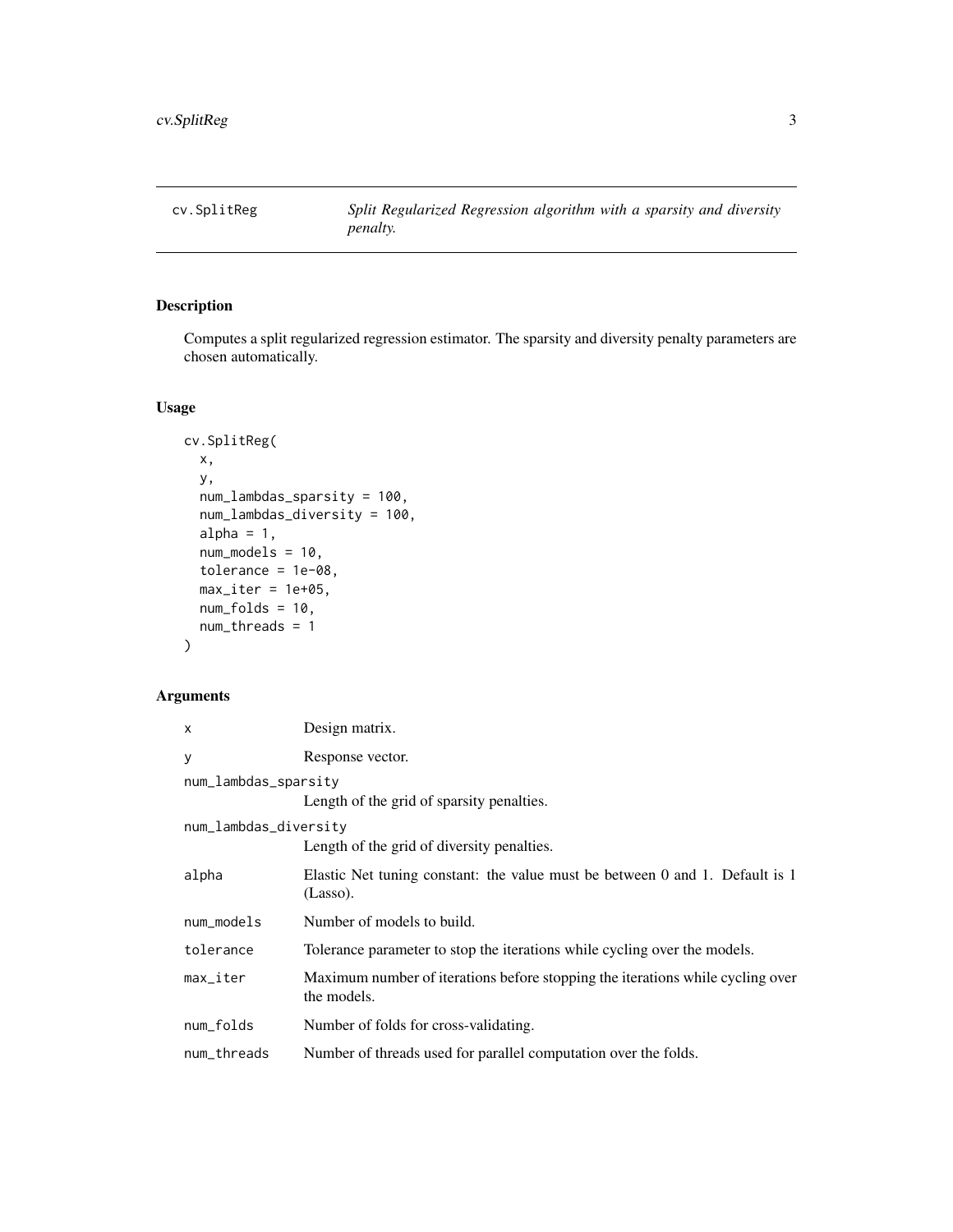cv.SplitReg — *Split Regularized Regression algorithm with a sparsity and diversity penalty.*

## Description

Computes a split regularized regression estimator. The sparsity and diversity penalty parameters are chosen automatically.

## Usage

```
cv.SplitReg(
  x,
  y,
  num_lambdas_sparsity = 100,
  num_lambdas_diversity = 100,
  alpha = 1,
  num_models = 10,
  tolerance = 1e-08,
  max_iter = 1e+05,
  num_folds = 10,
  num_threads = 1
)
```

## Arguments

| Argument | Description |
|---|---|
| x | Design matrix. |
| y | Response vector. |
| num_lambdas_sparsity | Length of the grid of sparsity penalties. |
| num_lambdas_diversity | Length of the grid of diversity penalties. |
| alpha | Elastic Net tuning constant: the value must be between 0 and 1. Default is 1 (Lasso). |
| num_models | Number of models to build. |
| tolerance | Tolerance parameter to stop the iterations while cycling over the models. |
| max_iter | Maximum number of iterations before stopping the iterations while cycling over the models. |
| num_folds | Number of folds for cross-validating. |
| num_threads | Number of threads used for parallel computation over the folds. |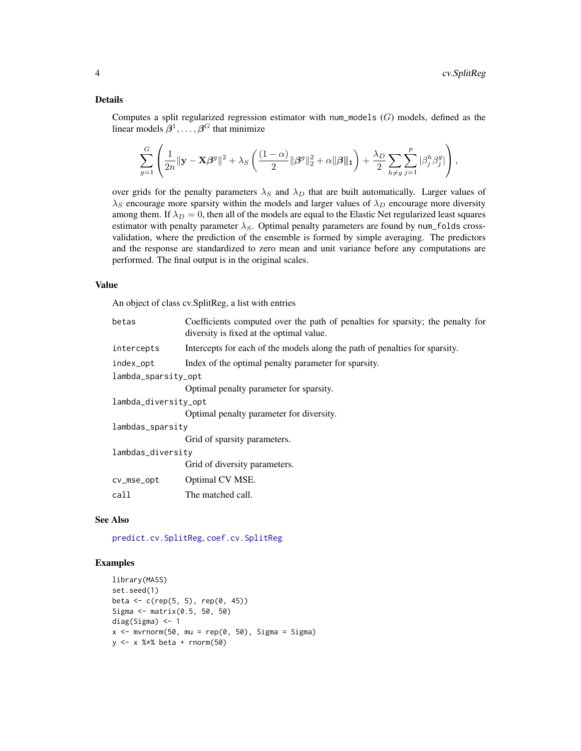## Details

Computes a split regularized regression estimator with `num_models` ($G$) models, defined as the linear models $\boldsymbol{\beta}^1, \ldots, \boldsymbol{\beta}^G$ that minimize

$$\sum_{g=1}^{G} \left( \frac{1}{2n} \|\mathbf{y} - \mathbf{X}\boldsymbol{\beta}^g\|^2 + \lambda_S \left( \frac{(1-\alpha)}{2} \|\boldsymbol{\beta}^g\|_2^2 + \alpha \|\boldsymbol{\beta}\|_1 \right) + \frac{\lambda_D}{2} \sum_{h \neq g} \sum_{j=1}^{p} |\beta_j^h \beta_j^g| \right),$$

over grids for the penalty parameters $\lambda_S$ and $\lambda_D$ that are built automatically. Larger values of $\lambda_S$ encourage more sparsity within the models and larger values of $\lambda_D$ encourage more diversity among them. If $\lambda_D = 0$, then all of the models are equal to the Elastic Net regularized least squares estimator with penalty parameter $\lambda_S$. Optimal penalty parameters are found by `num_folds` cross-validation, where the prediction of the ensemble is formed by simple averaging. The predictors and the response are standardized to zero mean and unit variance before any computations are performed. The final output is in the original scales.

## Value

An object of class cv.SplitReg, a list with entries

| | |
|---|---|
| `betas` | Coefficients computed over the path of penalties for sparsity; the penalty for diversity is fixed at the optimal value. |
| `intercepts` | Intercepts for each of the models along the path of penalties for sparsity. |
| `index_opt` | Index of the optimal penalty parameter for sparsity. |
| `lambda_sparsity_opt` | Optimal penalty parameter for sparsity. |
| `lambda_diversity_opt` | Optimal penalty parameter for diversity. |
| `lambdas_sparsity` | Grid of sparsity parameters. |
| `lambdas_diversity` | Grid of diversity parameters. |
| `cv_mse_opt` | Optimal CV MSE. |
| `call` | The matched call. |

## See Also

`predict.cv.SplitReg`, `coef.cv.SplitReg`

## Examples

```
library(MASS)
set.seed(1)
beta <- c(rep(5, 5), rep(0, 45))
Sigma <- matrix(0.5, 50, 50)
diag(Sigma) <- 1
x <- mvrnorm(50, mu = rep(0, 50), Sigma = Sigma)
y <- x %*% beta + rnorm(50)
```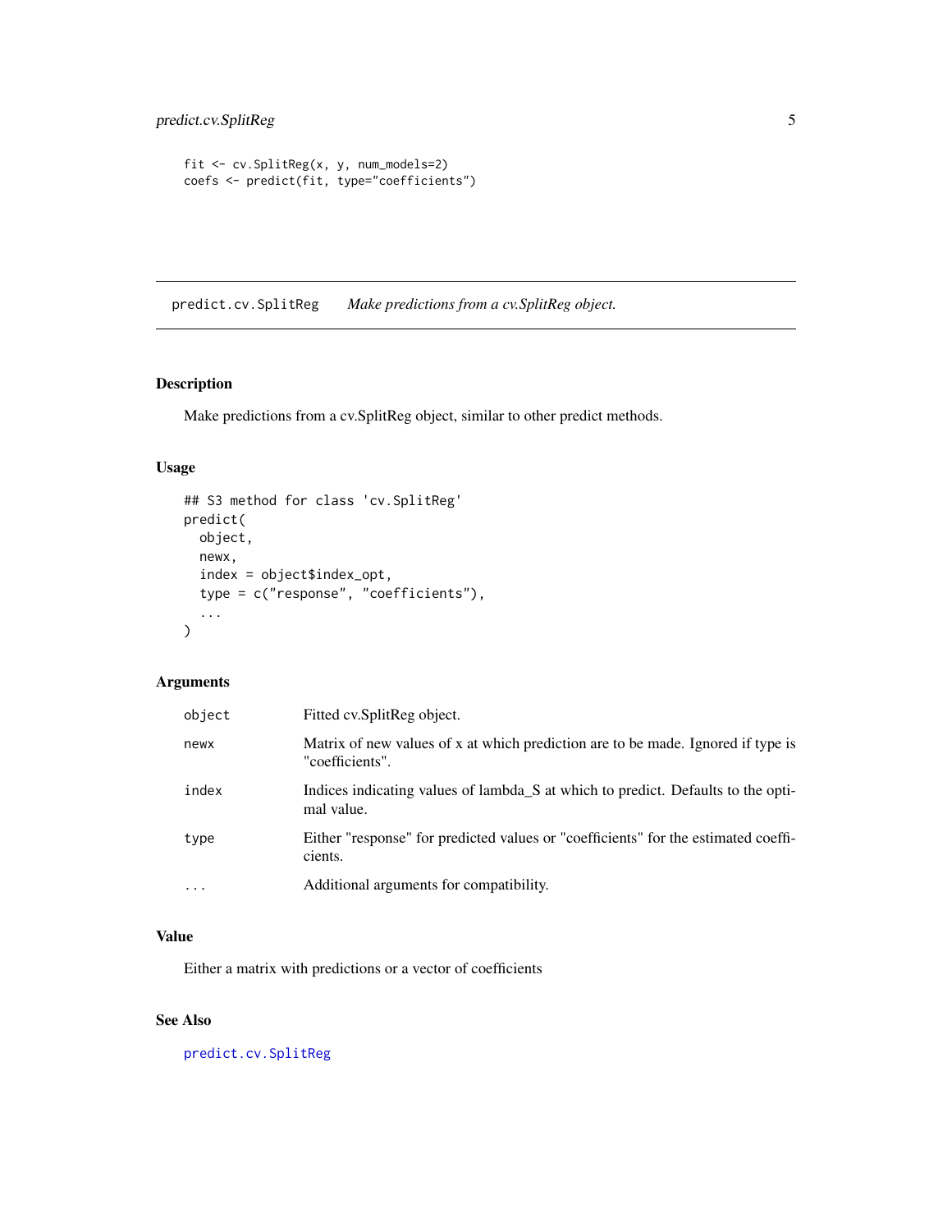```
fit <- cv.SplitReg(x, y, num_models=2)
coefs <- predict(fit, type="coefficients")
```

## predict.cv.SplitReg *Make predictions from a cv.SplitReg object.*

### Description

Make predictions from a cv.SplitReg object, similar to other predict methods.

### Usage

```
## S3 method for class 'cv.SplitReg'
predict(
  object,
  newx,
  index = object$index_opt,
  type = c("response", "coefficients"),
  ...
)
```

### Arguments

| | |
|---|---|
| `object` | Fitted cv.SplitReg object. |
| `newx` | Matrix of new values of x at which prediction are to be made. Ignored if type is "coefficients". |
| `index` | Indices indicating values of lambda_S at which to predict. Defaults to the optimal value. |
| `type` | Either "response" for predicted values or "coefficients" for the estimated coefficients. |
| `...` | Additional arguments for compatibility. |

### Value

Either a matrix with predictions or a vector of coefficients

### See Also

predict.cv.SplitReg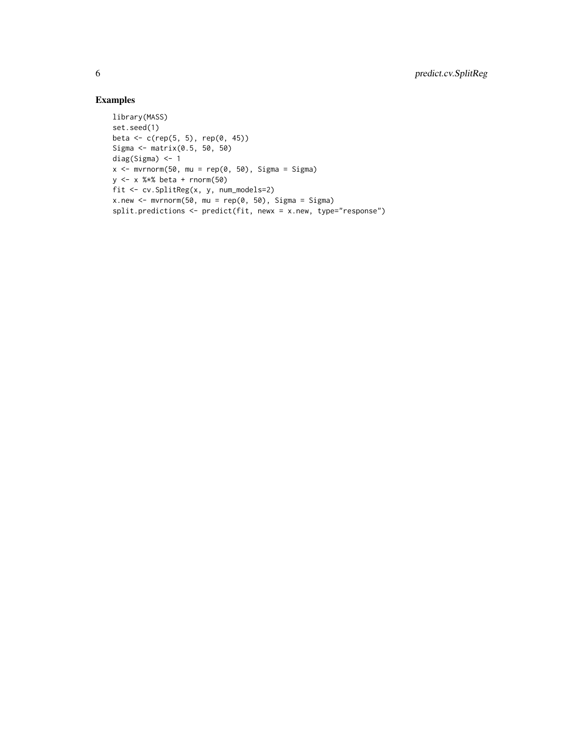## Examples

```
library(MASS)
set.seed(1)
beta <- c(rep(5, 5), rep(0, 45))
Sigma <- matrix(0.5, 50, 50)
diag(Sigma) <- 1
x <- mvrnorm(50, mu = rep(0, 50), Sigma = Sigma)
y <- x %*% beta + rnorm(50)
fit <- cv.SplitReg(x, y, num_models=2)
x.new <- mvrnorm(50, mu = rep(0, 50), Sigma = Sigma)
split.predictions <- predict(fit, newx = x.new, type="response")
```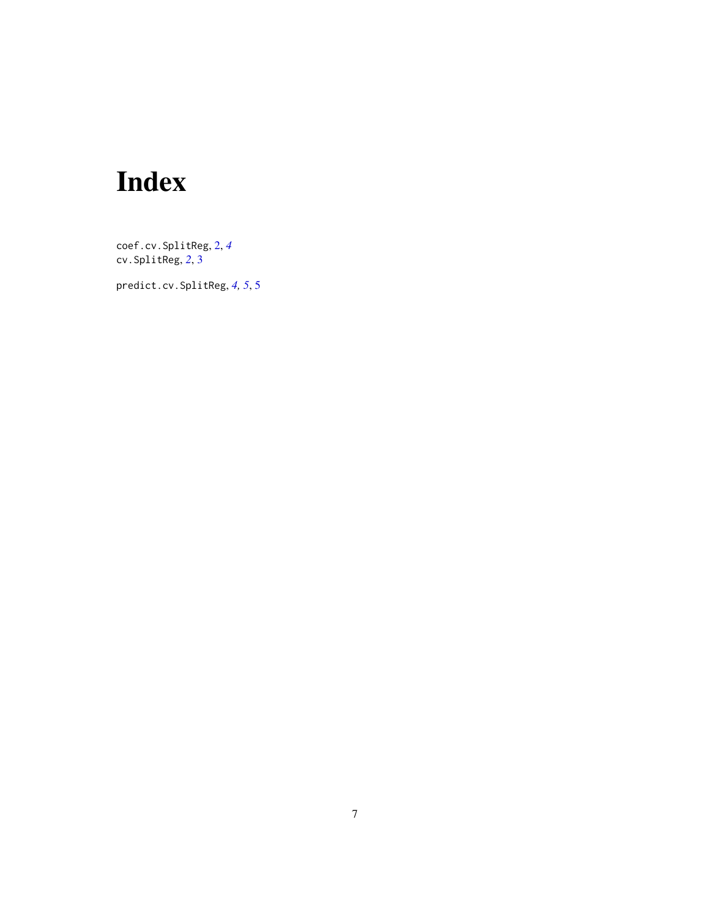# Index

coef.cv.SplitReg, 2, *4*
cv.SplitReg, *2*, 3

predict.cv.SplitReg, *4, 5*, 5